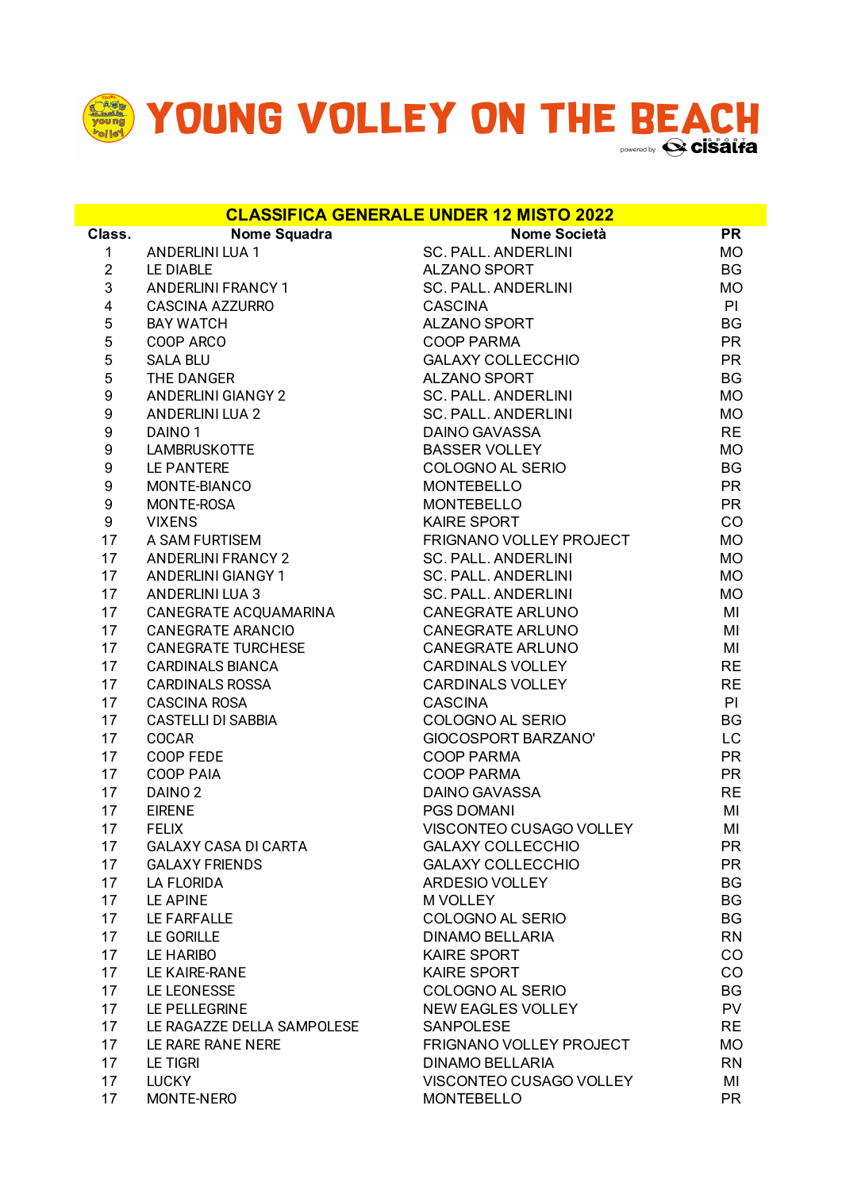# YOUNG VOLLEY ON THE BEACH

powered by cisalfa SPORT

## CLASSIFICA GENERALE UNDER 12 MISTO 2022

| Class. | Nome Squadra | Nome Società | PR |
|---|---|---|---|
| 1 | ANDERLINI LUA 1 | SC. PALL. ANDERLINI | MO |
| 2 | LE DIABLE | ALZANO SPORT | BG |
| 3 | ANDERLINI FRANCY 1 | SC. PALL. ANDERLINI | MO |
| 4 | CASCINA AZZURRO | CASCINA | PI |
| 5 | BAY WATCH | ALZANO SPORT | BG |
| 5 | COOP ARCO | COOP PARMA | PR |
| 5 | SALA BLU | GALAXY COLLECCHIO | PR |
| 5 | THE DANGER | ALZANO SPORT | BG |
| 9 | ANDERLINI GIANGY 2 | SC. PALL. ANDERLINI | MO |
| 9 | ANDERLINI LUA 2 | SC. PALL. ANDERLINI | MO |
| 9 | DAINO 1 | DAINO GAVASSA | RE |
| 9 | LAMBRUSKOTTE | BASSER VOLLEY | MO |
| 9 | LE PANTERE | COLOGNO AL SERIO | BG |
| 9 | MONTE-BIANCO | MONTEBELLO | PR |
| 9 | MONTE-ROSA | MONTEBELLO | PR |
| 9 | VIXENS | KAIRE SPORT | CO |
| 17 | A SAM FURTISEM | FRIGNANO VOLLEY PROJECT | MO |
| 17 | ANDERLINI FRANCY 2 | SC. PALL. ANDERLINI | MO |
| 17 | ANDERLINI GIANGY 1 | SC. PALL. ANDERLINI | MO |
| 17 | ANDERLINI LUA 3 | SC. PALL. ANDERLINI | MO |
| 17 | CANEGRATE ACQUAMARINA | CANEGRATE ARLUNO | MI |
| 17 | CANEGRATE ARANCIO | CANEGRATE ARLUNO | MI |
| 17 | CANEGRATE TURCHESE | CANEGRATE ARLUNO | MI |
| 17 | CARDINALS BIANCA | CARDINALS VOLLEY | RE |
| 17 | CARDINALS ROSSA | CARDINALS VOLLEY | RE |
| 17 | CASCINA ROSA | CASCINA | PI |
| 17 | CASTELLI DI SABBIA | COLOGNO AL SERIO | BG |
| 17 | COCAR | GIOCOSPORT BARZANO' | LC |
| 17 | COOP FEDE | COOP PARMA | PR |
| 17 | COOP PAIA | COOP PARMA | PR |
| 17 | DAINO 2 | DAINO GAVASSA | RE |
| 17 | EIRENE | PGS DOMANI | MI |
| 17 | FELIX | VISCONTEO CUSAGO VOLLEY | MI |
| 17 | GALAXY CASA DI CARTA | GALAXY COLLECCHIO | PR |
| 17 | GALAXY FRIENDS | GALAXY COLLECCHIO | PR |
| 17 | LA FLORIDA | ARDESIO VOLLEY | BG |
| 17 | LE APINE | M VOLLEY | BG |
| 17 | LE FARFALLE | COLOGNO AL SERIO | BG |
| 17 | LE GORILLE | DINAMO BELLARIA | RN |
| 17 | LE HARIBO | KAIRE SPORT | CO |
| 17 | LE KAIRE-RANE | KAIRE SPORT | CO |
| 17 | LE LEONESSE | COLOGNO AL SERIO | BG |
| 17 | LE PELLEGRINE | NEW EAGLES VOLLEY | PV |
| 17 | LE RAGAZZE DELLA SAMPOLESE | SANPOLESE | RE |
| 17 | LE RARE RANE NERE | FRIGNANO VOLLEY PROJECT | MO |
| 17 | LE TIGRI | DINAMO BELLARIA | RN |
| 17 | LUCKY | VISCONTEO CUSAGO VOLLEY | MI |
| 17 | MONTE-NERO | MONTEBELLO | PR |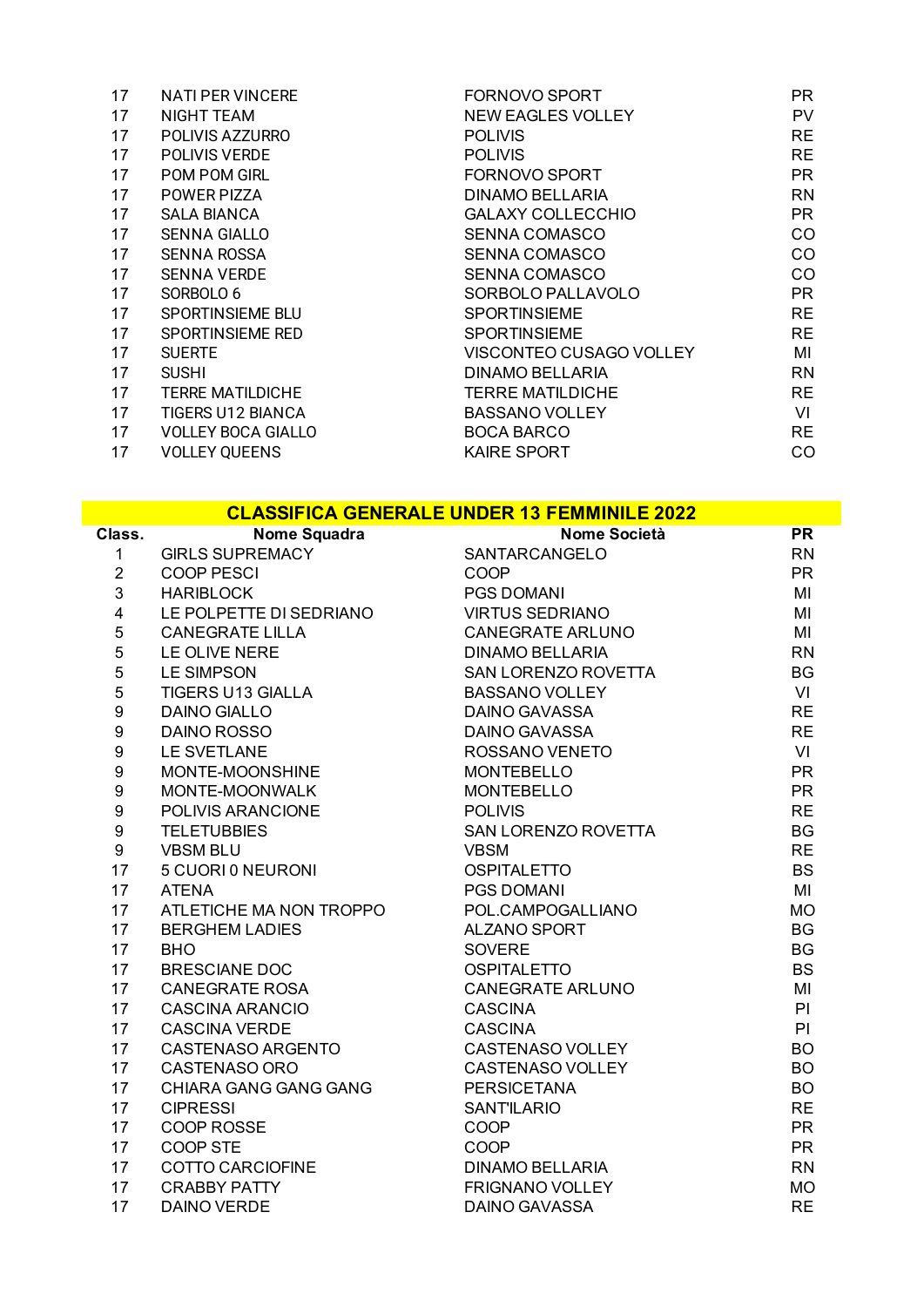| | | | |
|---|---|---|---|
| 17 | NATI PER VINCERE | FORNOVO SPORT | PR |
| 17 | NIGHT TEAM | NEW EAGLES VOLLEY | PV |
| 17 | POLIVIS AZZURRO | POLIVIS | RE |
| 17 | POLIVIS VERDE | POLIVIS | RE |
| 17 | POM POM GIRL | FORNOVO SPORT | PR |
| 17 | POWER PIZZA | DINAMO BELLARIA | RN |
| 17 | SALA BIANCA | GALAXY COLLECCHIO | PR |
| 17 | SENNA GIALLO | SENNA COMASCO | CO |
| 17 | SENNA ROSSA | SENNA COMASCO | CO |
| 17 | SENNA VERDE | SENNA COMASCO | CO |
| 17 | SORBOLO 6 | SORBOLO PALLAVOLO | PR |
| 17 | SPORTINSIEME BLU | SPORTINSIEME | RE |
| 17 | SPORTINSIEME RED | SPORTINSIEME | RE |
| 17 | SUERTE | VISCONTEO CUSAGO VOLLEY | MI |
| 17 | SUSHI | DINAMO BELLARIA | RN |
| 17 | TERRE MATILDICHE | TERRE MATILDICHE | RE |
| 17 | TIGERS U12 BIANCA | BASSANO VOLLEY | VI |
| 17 | VOLLEY BOCA GIALLO | BOCA BARCO | RE |
| 17 | VOLLEY QUEENS | KAIRE SPORT | CO |

## CLASSIFICA GENERALE UNDER 13 FEMMINILE 2022

| Class. | Nome Squadra | Nome Società | PR |
|---|---|---|---|
| 1 | GIRLS SUPREMACY | SANTARCANGELO | RN |
| 2 | COOP PESCI | COOP | PR |
| 3 | HARIBLOCK | PGS DOMANI | MI |
| 4 | LE POLPETTE DI SEDRIANO | VIRTUS SEDRIANO | MI |
| 5 | CANEGRATE LILLA | CANEGRATE ARLUNO | MI |
| 5 | LE OLIVE NERE | DINAMO BELLARIA | RN |
| 5 | LE SIMPSON | SAN LORENZO ROVETTA | BG |
| 5 | TIGERS U13 GIALLA | BASSANO VOLLEY | VI |
| 9 | DAINO GIALLO | DAINO GAVASSA | RE |
| 9 | DAINO ROSSO | DAINO GAVASSA | RE |
| 9 | LE SVETLANE | ROSSANO VENETO | VI |
| 9 | MONTE-MOONSHINE | MONTEBELLO | PR |
| 9 | MONTE-MOONWALK | MONTEBELLO | PR |
| 9 | POLIVIS ARANCIONE | POLIVIS | RE |
| 9 | TELETUBBIES | SAN LORENZO ROVETTA | BG |
| 9 | VBSM BLU | VBSM | RE |
| 17 | 5 CUORI 0 NEURONI | OSPITALETTO | BS |
| 17 | ATENA | PGS DOMANI | MI |
| 17 | ATLETICHE MA NON TROPPO | POL.CAMPOGALLIANO | MO |
| 17 | BERGHEM LADIES | ALZANO SPORT | BG |
| 17 | BHO | SOVERE | BG |
| 17 | BRESCIANE DOC | OSPITALETTO | BS |
| 17 | CANEGRATE ROSA | CANEGRATE ARLUNO | MI |
| 17 | CASCINA ARANCIO | CASCINA | PI |
| 17 | CASCINA VERDE | CASCINA | PI |
| 17 | CASTENASO ARGENTO | CASTENASO VOLLEY | BO |
| 17 | CASTENASO ORO | CASTENASO VOLLEY | BO |
| 17 | CHIARA GANG GANG GANG | PERSICETANA | BO |
| 17 | CIPRESSI | SANT'ILARIO | RE |
| 17 | COOP ROSSE | COOP | PR |
| 17 | COOP STE | COOP | PR |
| 17 | COTTO CARCIOFINE | DINAMO BELLARIA | RN |
| 17 | CRABBY PATTY | FRIGNANO VOLLEY | MO |
| 17 | DAINO VERDE | DAINO GAVASSA | RE |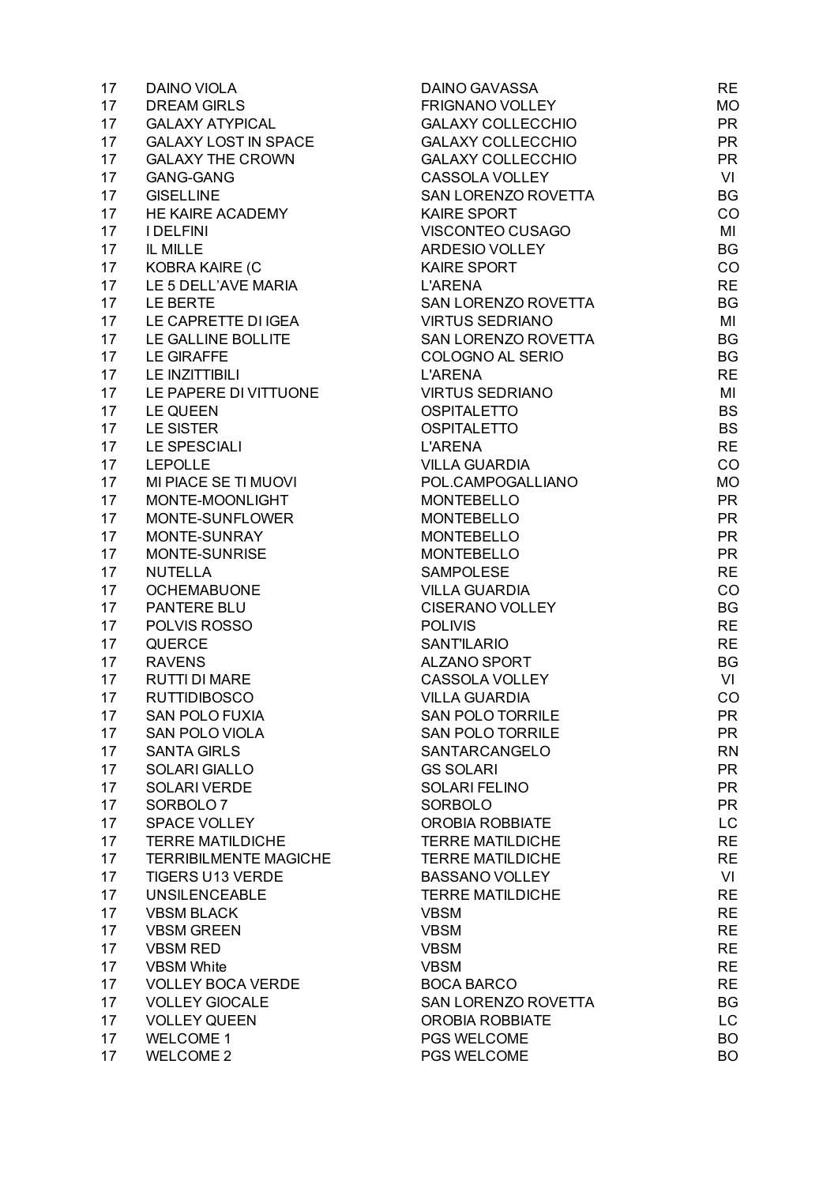| | | | |
|---|---|---|---|
| 17 | DAINO VIOLA | DAINO GAVASSA | RE |
| 17 | DREAM GIRLS | FRIGNANO VOLLEY | MO |
| 17 | GALAXY ATYPICAL | GALAXY COLLECCHIO | PR |
| 17 | GALAXY LOST IN SPACE | GALAXY COLLECCHIO | PR |
| 17 | GALAXY THE CROWN | GALAXY COLLECCHIO | PR |
| 17 | GANG-GANG | CASSOLA VOLLEY | VI |
| 17 | GISELLINE | SAN LORENZO ROVETTA | BG |
| 17 | HE KAIRE ACADEMY | KAIRE SPORT | CO |
| 17 | I DELFINI | VISCONTEO CUSAGO | MI |
| 17 | IL MILLE | ARDESIO VOLLEY | BG |
| 17 | KOBRA KAIRE (C | KAIRE SPORT | CO |
| 17 | LE 5 DELL’AVE MARIA | L'ARENA | RE |
| 17 | LE BERTE | SAN LORENZO ROVETTA | BG |
| 17 | LE CAPRETTE DI IGEA | VIRTUS SEDRIANO | MI |
| 17 | LE GALLINE BOLLITE | SAN LORENZO ROVETTA | BG |
| 17 | LE GIRAFFE | COLOGNO AL SERIO | BG |
| 17 | LE INZITTIBILI | L'ARENA | RE |
| 17 | LE PAPERE DI VITTUONE | VIRTUS SEDRIANO | MI |
| 17 | LE QUEEN | OSPITALETTO | BS |
| 17 | LE SISTER | OSPITALETTO | BS |
| 17 | LE SPESCIALI | L'ARENA | RE |
| 17 | LEPOLLE | VILLA GUARDIA | CO |
| 17 | MI PIACE SE TI MUOVI | POL.CAMPOGALLIANO | MO |
| 17 | MONTE-MOONLIGHT | MONTEBELLO | PR |
| 17 | MONTE-SUNFLOWER | MONTEBELLO | PR |
| 17 | MONTE-SUNRAY | MONTEBELLO | PR |
| 17 | MONTE-SUNRISE | MONTEBELLO | PR |
| 17 | NUTELLA | SAMPOLESE | RE |
| 17 | OCHEMABUONE | VILLA GUARDIA | CO |
| 17 | PANTERE BLU | CISERANO VOLLEY | BG |
| 17 | POLVIS ROSSO | POLIVIS | RE |
| 17 | QUERCE | SANT'ILARIO | RE |
| 17 | RAVENS | ALZANO SPORT | BG |
| 17 | RUTTI DI MARE | CASSOLA VOLLEY | VI |
| 17 | RUTTIDIBOSCO | VILLA GUARDIA | CO |
| 17 | SAN POLO FUXIA | SAN POLO TORRILE | PR |
| 17 | SAN POLO VIOLA | SAN POLO TORRILE | PR |
| 17 | SANTA GIRLS | SANTARCANGELO | RN |
| 17 | SOLARI GIALLO | GS SOLARI | PR |
| 17 | SOLARI VERDE | SOLARI FELINO | PR |
| 17 | SORBOLO 7 | SORBOLO | PR |
| 17 | SPACE VOLLEY | OROBIA ROBBIATE | LC |
| 17 | TERRE MATILDICHE | TERRE MATILDICHE | RE |
| 17 | TERRIBILMENTE MAGICHE | TERRE MATILDICHE | RE |
| 17 | TIGERS U13 VERDE | BASSANO VOLLEY | VI |
| 17 | UNSILENCEABLE | TERRE MATILDICHE | RE |
| 17 | VBSM BLACK | VBSM | RE |
| 17 | VBSM GREEN | VBSM | RE |
| 17 | VBSM RED | VBSM | RE |
| 17 | VBSM White | VBSM | RE |
| 17 | VOLLEY BOCA VERDE | BOCA BARCO | RE |
| 17 | VOLLEY GIOCALE | SAN LORENZO ROVETTA | BG |
| 17 | VOLLEY QUEEN | OROBIA ROBBIATE | LC |
| 17 | WELCOME 1 | PGS WELCOME | BO |
| 17 | WELCOME 2 | PGS WELCOME | BO |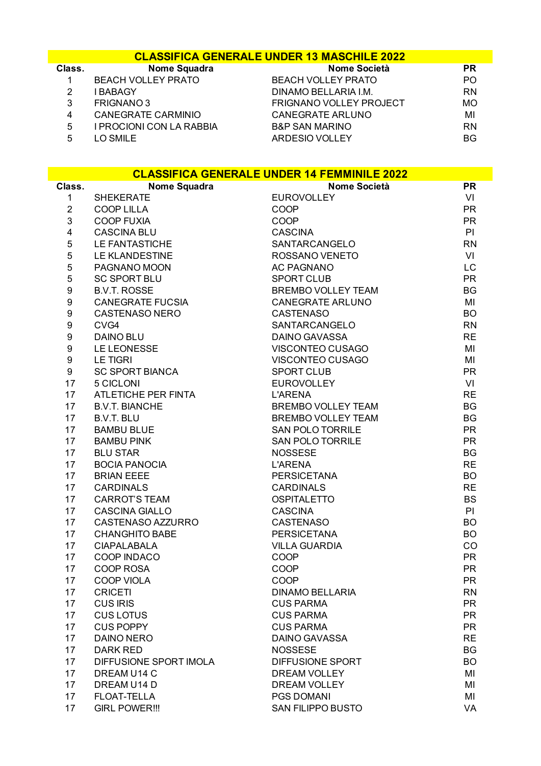## CLASSIFICA GENERALE UNDER 13 MASCHILE 2022

| Class. | Nome Squadra | Nome Società | PR |
|---|---|---|---|
| 1 | BEACH VOLLEY PRATO | BEACH VOLLEY PRATO | PO |
| 2 | I BABAGY | DINAMO BELLARIA I.M. | RN |
| 3 | FRIGNANO 3 | FRIGNANO VOLLEY PROJECT | MO |
| 4 | CANEGRATE CARMINIO | CANEGRATE ARLUNO | MI |
| 5 | I PROCIONI CON LA RABBIA | B&P SAN MARINO | RN |
| 5 | LO SMILE | ARDESIO VOLLEY | BG |

## CLASSIFICA GENERALE UNDER 14 FEMMINILE 2022

| Class. | Nome Squadra | Nome Società | PR |
|---|---|---|---|
| 1 | SHEKERATE | EUROVOLLEY | VI |
| 2 | COOP LILLA | COOP | PR |
| 3 | COOP FUXIA | COOP | PR |
| 4 | CASCINA BLU | CASCINA | PI |
| 5 | LE FANTASTICHE | SANTARCANGELO | RN |
| 5 | LE KLANDESTINE | ROSSANO VENETO | VI |
| 5 | PAGNANO MOON | AC PAGNANO | LC |
| 5 | SC SPORT BLU | SPORT CLUB | PR |
| 9 | B.V.T. ROSSE | BREMBO VOLLEY TEAM | BG |
| 9 | CANEGRATE FUCSIA | CANEGRATE ARLUNO | MI |
| 9 | CASTENASO NERO | CASTENASO | BO |
| 9 | CVG4 | SANTARCANGELO | RN |
| 9 | DAINO BLU | DAINO GAVASSA | RE |
| 9 | LE LEONESSE | VISCONTEO CUSAGO | MI |
| 9 | LE TIGRI | VISCONTEO CUSAGO | MI |
| 9 | SC SPORT BIANCA | SPORT CLUB | PR |
| 17 | 5 CICLONI | EUROVOLLEY | VI |
| 17 | ATLETICHE PER FINTA | L'ARENA | RE |
| 17 | B.V.T. BIANCHE | BREMBO VOLLEY TEAM | BG |
| 17 | B.V.T. BLU | BREMBO VOLLEY TEAM | BG |
| 17 | BAMBU BLUE | SAN POLO TORRILE | PR |
| 17 | BAMBU PINK | SAN POLO TORRILE | PR |
| 17 | BLU STAR | NOSSESE | BG |
| 17 | BOCIA PANOCIA | L'ARENA | RE |
| 17 | BRIAN EEEE | PERSICETANA | BO |
| 17 | CARDINALS | CARDINALS | RE |
| 17 | CARROT'S TEAM | OSPITALETTO | BS |
| 17 | CASCINA GIALLO | CASCINA | PI |
| 17 | CASTENASO AZZURRO | CASTENASO | BO |
| 17 | CHANGHITO BABE | PERSICETANA | BO |
| 17 | CIAPALABALA | VILLA GUARDIA | CO |
| 17 | COOP INDACO | COOP | PR |
| 17 | COOP ROSA | COOP | PR |
| 17 | COOP VIOLA | COOP | PR |
| 17 | CRICETI | DINAMO BELLARIA | RN |
| 17 | CUS IRIS | CUS PARMA | PR |
| 17 | CUS LOTUS | CUS PARMA | PR |
| 17 | CUS POPPY | CUS PARMA | PR |
| 17 | DAINO NERO | DAINO GAVASSA | RE |
| 17 | DARK RED | NOSSESE | BG |
| 17 | DIFFUSIONE SPORT IMOLA | DIFFUSIONE SPORT | BO |
| 17 | DREAM U14 C | DREAM VOLLEY | MI |
| 17 | DREAM U14 D | DREAM VOLLEY | MI |
| 17 | FLOAT-TELLA | PGS DOMANI | MI |
| 17 | GIRL POWER!!! | SAN FILIPPO BUSTO | VA |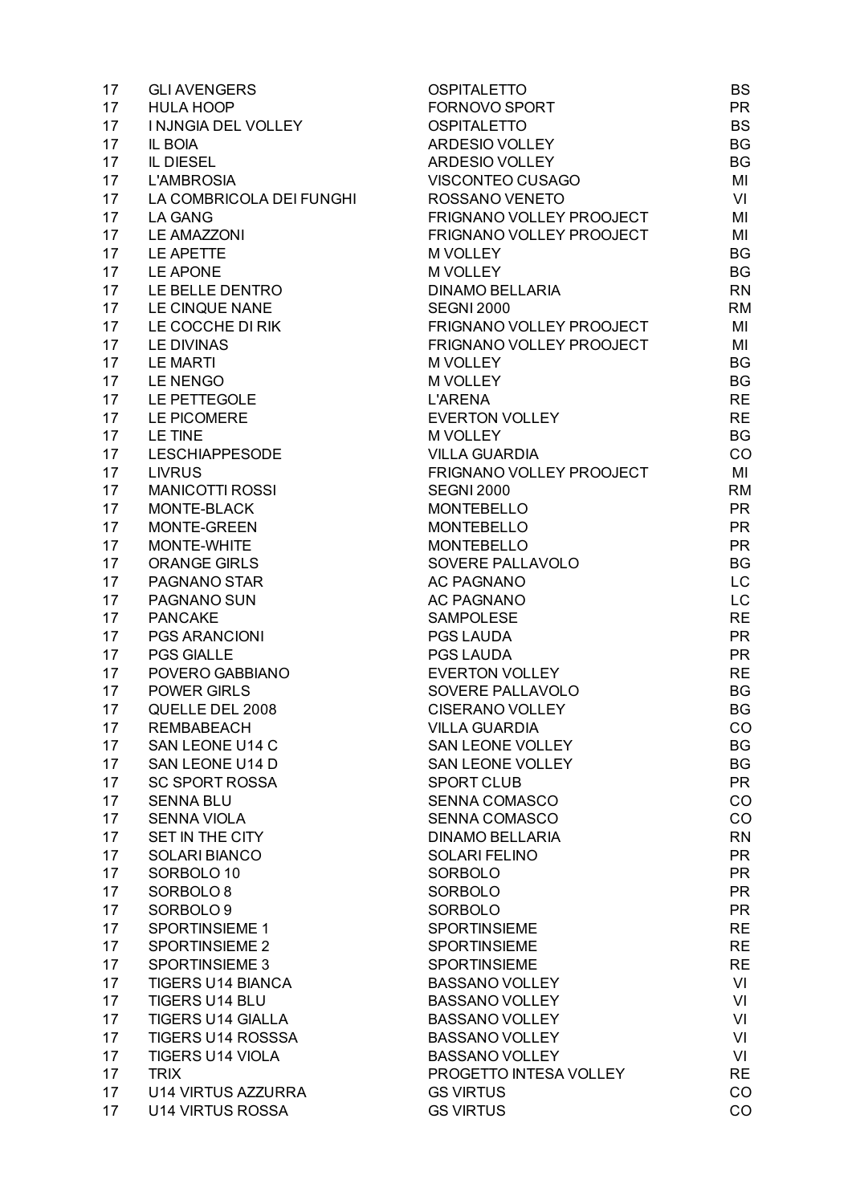| | | | |
|---|---|---|---|
| 17 | GLI AVENGERS | OSPITALETTO | BS |
| 17 | HULA HOOP | FORNOVO SPORT | PR |
| 17 | I NJNGIA DEL VOLLEY | OSPITALETTO | BS |
| 17 | IL BOIA | ARDESIO VOLLEY | BG |
| 17 | IL DIESEL | ARDESIO VOLLEY | BG |
| 17 | L'AMBROSIA | VISCONTEO CUSAGO | MI |
| 17 | LA COMBRICOLA DEI FUNGHI | ROSSANO VENETO | VI |
| 17 | LA GANG | FRIGNANO VOLLEY PROOJECT | MI |
| 17 | LE AMAZZONI | FRIGNANO VOLLEY PROOJECT | MI |
| 17 | LE APETTE | M VOLLEY | BG |
| 17 | LE APONE | M VOLLEY | BG |
| 17 | LE BELLE DENTRO | DINAMO BELLARIA | RN |
| 17 | LE CINQUE NANE | SEGNI 2000 | RM |
| 17 | LE COCCHE DI RIK | FRIGNANO VOLLEY PROOJECT | MI |
| 17 | LE DIVINAS | FRIGNANO VOLLEY PROOJECT | MI |
| 17 | LE MARTI | M VOLLEY | BG |
| 17 | LE NENGO | M VOLLEY | BG |
| 17 | LE PETTEGOLE | L'ARENA | RE |
| 17 | LE PICOMERE | EVERTON VOLLEY | RE |
| 17 | LE TINE | M VOLLEY | BG |
| 17 | LESCHIAPPESODE | VILLA GUARDIA | CO |
| 17 | LIVRUS | FRIGNANO VOLLEY PROOJECT | MI |
| 17 | MANICOTTI ROSSI | SEGNI 2000 | RM |
| 17 | MONTE-BLACK | MONTEBELLO | PR |
| 17 | MONTE-GREEN | MONTEBELLO | PR |
| 17 | MONTE-WHITE | MONTEBELLO | PR |
| 17 | ORANGE GIRLS | SOVERE PALLAVOLO | BG |
| 17 | PAGNANO STAR | AC PAGNANO | LC |
| 17 | PAGNANO SUN | AC PAGNANO | LC |
| 17 | PANCAKE | SAMPOLESE | RE |
| 17 | PGS ARANCIONI | PGS LAUDA | PR |
| 17 | PGS GIALLE | PGS LAUDA | PR |
| 17 | POVERO GABBIANO | EVERTON VOLLEY | RE |
| 17 | POWER GIRLS | SOVERE PALLAVOLO | BG |
| 17 | QUELLE DEL 2008 | CISERANO VOLLEY | BG |
| 17 | REMBABEACH | VILLA GUARDIA | CO |
| 17 | SAN LEONE U14 C | SAN LEONE VOLLEY | BG |
| 17 | SAN LEONE U14 D | SAN LEONE VOLLEY | BG |
| 17 | SC SPORT ROSSA | SPORT CLUB | PR |
| 17 | SENNA BLU | SENNA COMASCO | CO |
| 17 | SENNA VIOLA | SENNA COMASCO | CO |
| 17 | SET IN THE CITY | DINAMO BELLARIA | RN |
| 17 | SOLARI BIANCO | SOLARI FELINO | PR |
| 17 | SORBOLO 10 | SORBOLO | PR |
| 17 | SORBOLO 8 | SORBOLO | PR |
| 17 | SORBOLO 9 | SORBOLO | PR |
| 17 | SPORTINSIEME 1 | SPORTINSIEME | RE |
| 17 | SPORTINSIEME 2 | SPORTINSIEME | RE |
| 17 | SPORTINSIEME 3 | SPORTINSIEME | RE |
| 17 | TIGERS U14 BIANCA | BASSANO VOLLEY | VI |
| 17 | TIGERS U14 BLU | BASSANO VOLLEY | VI |
| 17 | TIGERS U14 GIALLA | BASSANO VOLLEY | VI |
| 17 | TIGERS U14 ROSSSA | BASSANO VOLLEY | VI |
| 17 | TIGERS U14 VIOLA | BASSANO VOLLEY | VI |
| 17 | TRIX | PROGETTO INTESA VOLLEY | RE |
| 17 | U14 VIRTUS AZZURRA | GS VIRTUS | CO |
| 17 | U14 VIRTUS ROSSA | GS VIRTUS | CO |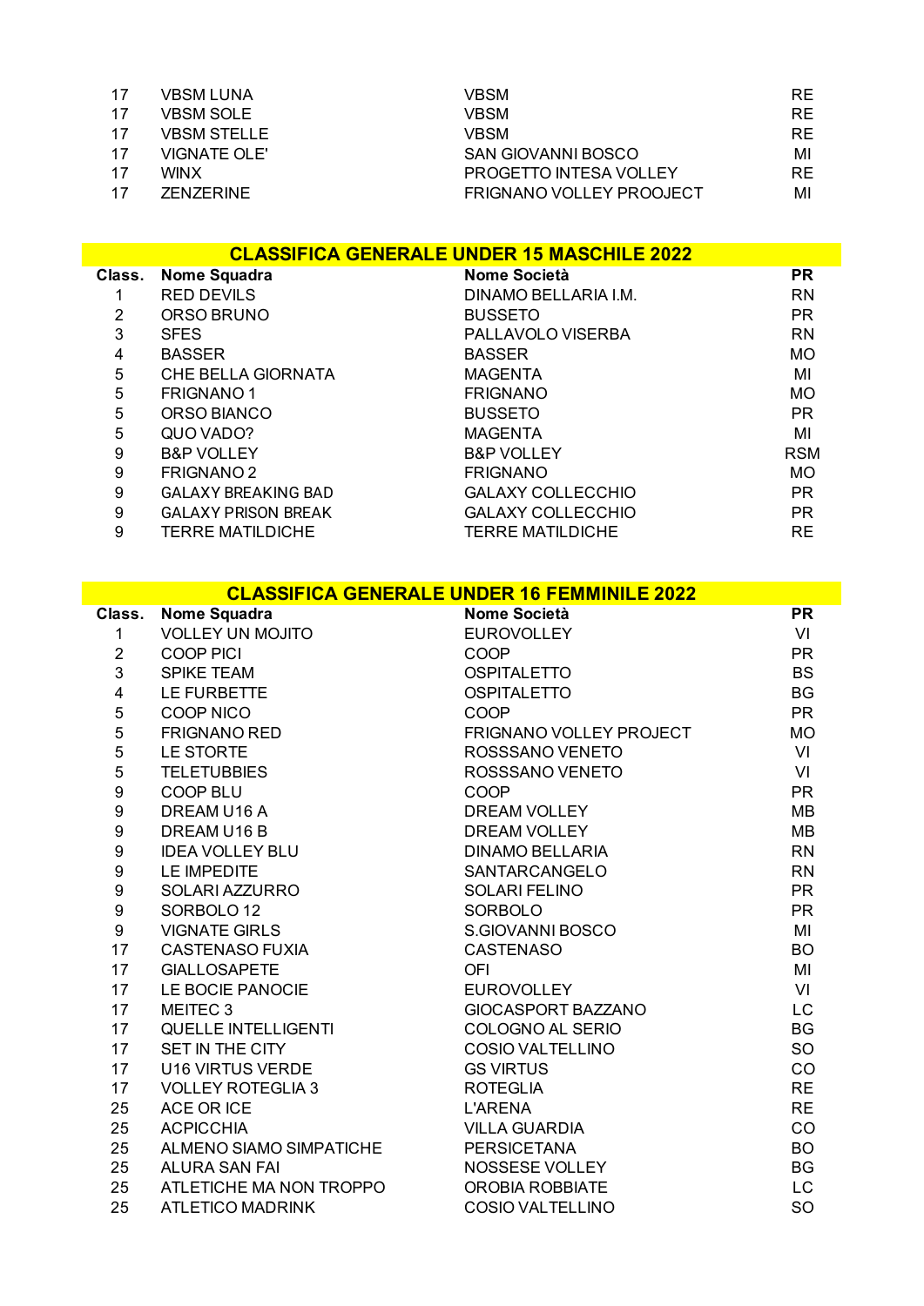| | | | |
|---|---|---|---|
| 17 | VBSM LUNA | VBSM | RE |
| 17 | VBSM SOLE | VBSM | RE |
| 17 | VBSM STELLE | VBSM | RE |
| 17 | VIGNATE OLE' | SAN GIOVANNI BOSCO | MI |
| 17 | WINX | PROGETTO INTESA VOLLEY | RE |
| 17 | ZENZERINE | FRIGNANO VOLLEY PROOJECT | MI |

## CLASSIFICA GENERALE UNDER 15 MASCHILE 2022

| Class. | Nome Squadra | Nome Società | PR |
|---|---|---|---|
| 1 | RED DEVILS | DINAMO BELLARIA I.M. | RN |
| 2 | ORSO BRUNO | BUSSETO | PR |
| 3 | SFES | PALLAVOLO VISERBA | RN |
| 4 | BASSER | BASSER | MO |
| 5 | CHE BELLA GIORNATA | MAGENTA | MI |
| 5 | FRIGNANO 1 | FRIGNANO | MO |
| 5 | ORSO BIANCO | BUSSETO | PR |
| 5 | QUO VADO? | MAGENTA | MI |
| 9 | B&P VOLLEY | B&P VOLLEY | RSM |
| 9 | FRIGNANO 2 | FRIGNANO | MO |
| 9 | GALAXY BREAKING BAD | GALAXY COLLECCHIO | PR |
| 9 | GALAXY PRISON BREAK | GALAXY COLLECCHIO | PR |
| 9 | TERRE MATILDICHE | TERRE MATILDICHE | RE |

## CLASSIFICA GENERALE UNDER 16 FEMMINILE 2022

| Class. | Nome Squadra | Nome Società | PR |
|---|---|---|---|
| 1 | VOLLEY UN MOJITO | EUROVOLLEY | VI |
| 2 | COOP PICI | COOP | PR |
| 3 | SPIKE TEAM | OSPITALETTO | BS |
| 4 | LE FURBETTE | OSPITALETTO | BG |
| 5 | COOP NICO | COOP | PR |
| 5 | FRIGNANO RED | FRIGNANO VOLLEY PROJECT | MO |
| 5 | LE STORTE | ROSSSANO VENETO | VI |
| 5 | TELETUBBIES | ROSSSANO VENETO | VI |
| 9 | COOP BLU | COOP | PR |
| 9 | DREAM U16 A | DREAM VOLLEY | MB |
| 9 | DREAM U16 B | DREAM VOLLEY | MB |
| 9 | IDEA VOLLEY BLU | DINAMO BELLARIA | RN |
| 9 | LE IMPEDITE | SANTARCANGELO | RN |
| 9 | SOLARI AZZURRO | SOLARI FELINO | PR |
| 9 | SORBOLO 12 | SORBOLO | PR |
| 9 | VIGNATE GIRLS | S.GIOVANNI BOSCO | MI |
| 17 | CASTENASO FUXIA | CASTENASO | BO |
| 17 | GIALLOSAPETE | OFI | MI |
| 17 | LE BOCIE PANOCIE | EUROVOLLEY | VI |
| 17 | MEITEC 3 | GIOCASPORT BAZZANO | LC |
| 17 | QUELLE INTELLIGENTI | COLOGNO AL SERIO | BG |
| 17 | SET IN THE CITY | COSIO VALTELLINO | SO |
| 17 | U16 VIRTUS VERDE | GS VIRTUS | CO |
| 17 | VOLLEY ROTEGLIA 3 | ROTEGLIA | RE |
| 25 | ACE OR ICE | L'ARENA | RE |
| 25 | ACPICCHIA | VILLA GUARDIA | CO |
| 25 | ALMENO SIAMO SIMPATICHE | PERSICETANA | BO |
| 25 | ALURA SAN FAI | NOSSESE VOLLEY | BG |
| 25 | ATLETICHE MA NON TROPPO | OROBIA ROBBIATE | LC |
| 25 | ATLETICO MADRINK | COSIO VALTELLINO | SO |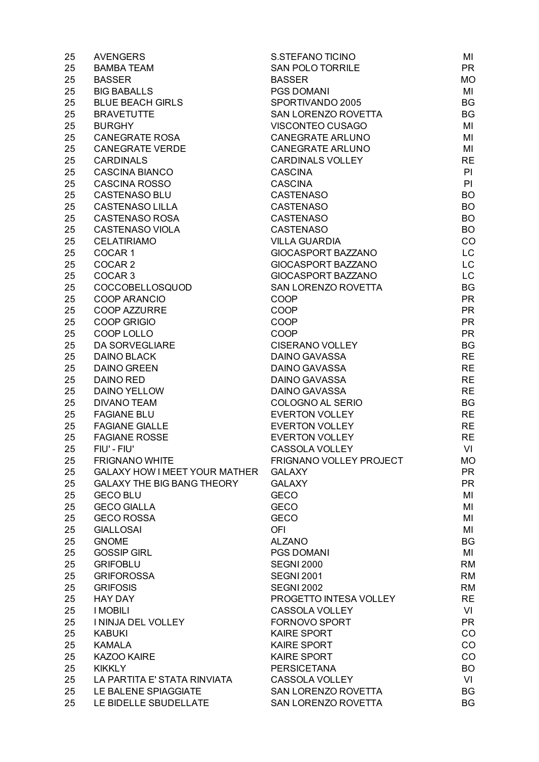| | | | |
|---|---|---|---|
| 25 | AVENGERS | S.STEFANO TICINO | MI |
| 25 | BAMBA TEAM | SAN POLO TORRILE | PR |
| 25 | BASSER | BASSER | MO |
| 25 | BIG BABALLS | PGS DOMANI | MI |
| 25 | BLUE BEACH GIRLS | SPORTIVANDO 2005 | BG |
| 25 | BRAVETUTTE | SAN LORENZO ROVETTA | BG |
| 25 | BURGHY | VISCONTEO CUSAGO | MI |
| 25 | CANEGRATE ROSA | CANEGRATE ARLUNO | MI |
| 25 | CANEGRATE VERDE | CANEGRATE ARLUNO | MI |
| 25 | CARDINALS | CARDINALS VOLLEY | RE |
| 25 | CASCINA BIANCO | CASCINA | PI |
| 25 | CASCINA ROSSO | CASCINA | PI |
| 25 | CASTENASO BLU | CASTENASO | BO |
| 25 | CASTENASO LILLA | CASTENASO | BO |
| 25 | CASTENASO ROSA | CASTENASO | BO |
| 25 | CASTENASO VIOLA | CASTENASO | BO |
| 25 | CELATIRIAMO | VILLA GUARDIA | CO |
| 25 | COCAR 1 | GIOCASPORT BAZZANO | LC |
| 25 | COCAR 2 | GIOCASPORT BAZZANO | LC |
| 25 | COCAR 3 | GIOCASPORT BAZZANO | LC |
| 25 | COCCOBELLOSQUOD | SAN LORENZO ROVETTA | BG |
| 25 | COOP ARANCIO | COOP | PR |
| 25 | COOP AZZURRE | COOP | PR |
| 25 | COOP GRIGIO | COOP | PR |
| 25 | COOP LOLLO | COOP | PR |
| 25 | DA SORVEGLIARE | CISERANO VOLLEY | BG |
| 25 | DAINO BLACK | DAINO GAVASSA | RE |
| 25 | DAINO GREEN | DAINO GAVASSA | RE |
| 25 | DAINO RED | DAINO GAVASSA | RE |
| 25 | DAINO YELLOW | DAINO GAVASSA | RE |
| 25 | DIVANO TEAM | COLOGNO AL SERIO | BG |
| 25 | FAGIANE BLU | EVERTON VOLLEY | RE |
| 25 | FAGIANE GIALLE | EVERTON VOLLEY | RE |
| 25 | FAGIANE ROSSE | EVERTON VOLLEY | RE |
| 25 | FIU' - FIU' | CASSOLA VOLLEY | VI |
| 25 | FRIGNANO WHITE | FRIGNANO VOLLEY PROJECT | MO |
| 25 | GALAXY HOW I MEET YOUR MATHER | GALAXY | PR |
| 25 | GALAXY THE BIG BANG THEORY | GALAXY | PR |
| 25 | GECO BLU | GECO | MI |
| 25 | GECO GIALLA | GECO | MI |
| 25 | GECO ROSSA | GECO | MI |
| 25 | GIALLOSAI | OFI | MI |
| 25 | GNOME | ALZANO | BG |
| 25 | GOSSIP GIRL | PGS DOMANI | MI |
| 25 | GRIFOBLU | SEGNI 2000 | RM |
| 25 | GRIFOROSSA | SEGNI 2001 | RM |
| 25 | GRIFOSIS | SEGNI 2002 | RM |
| 25 | HAY DAY | PROGETTO INTESA VOLLEY | RE |
| 25 | I MOBILI | CASSOLA VOLLEY | VI |
| 25 | I NINJA DEL VOLLEY | FORNOVO SPORT | PR |
| 25 | KABUKI | KAIRE SPORT | CO |
| 25 | KAMALA | KAIRE SPORT | CO |
| 25 | KAZOO KAIRE | KAIRE SPORT | CO |
| 25 | KIKKLY | PERSICETANA | BO |
| 25 | LA PARTITA E' STATA RINVIATA | CASSOLA VOLLEY | VI |
| 25 | LE BALENE SPIAGGIATE | SAN LORENZO ROVETTA | BG |
| 25 | LE BIDELLE SBUDELLATE | SAN LORENZO ROVETTA | BG |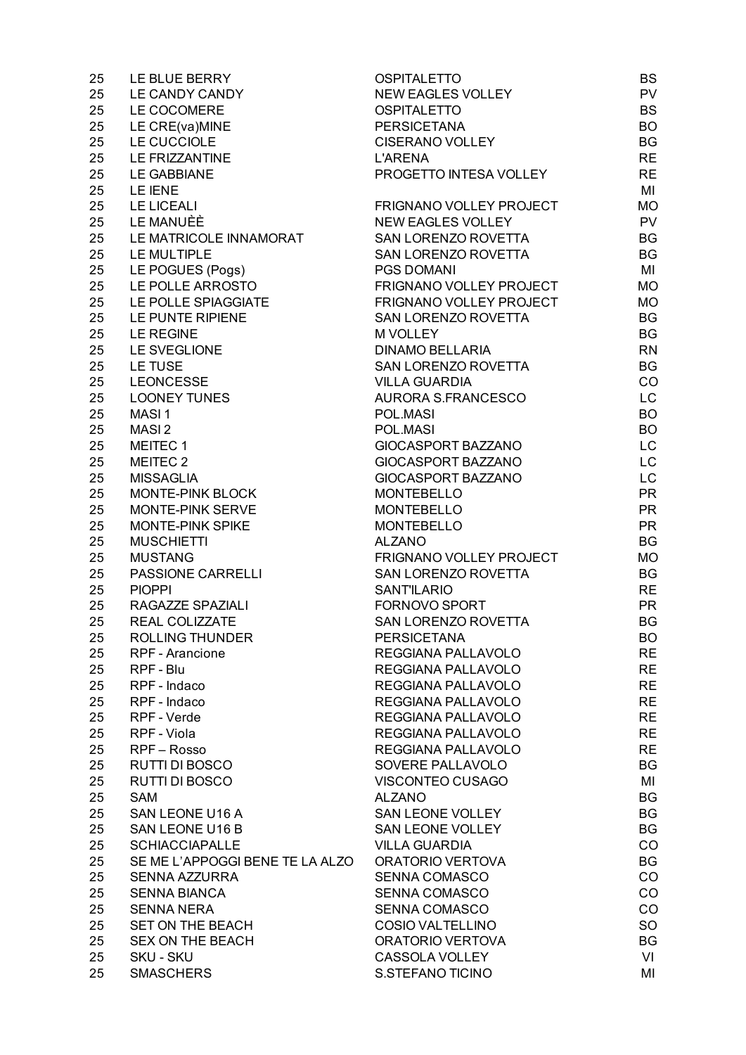| | | | |
|---|---|---|---|
| 25 | LE BLUE BERRY | OSPITALETTO | BS |
| 25 | LE CANDY CANDY | NEW EAGLES VOLLEY | PV |
| 25 | LE COCOMERE | OSPITALETTO | BS |
| 25 | LE CRE(va)MINE | PERSICETANA | BO |
| 25 | LE CUCCIOLE | CISERANO VOLLEY | BG |
| 25 | LE FRIZZANTINE | L'ARENA | RE |
| 25 | LE GABBIANE | PROGETTO INTESA VOLLEY | RE |
| 25 | LE IENE | | MI |
| 25 | LE LICEALI | FRIGNANO VOLLEY PROJECT | MO |
| 25 | LE MANUÈÈ | NEW EAGLES VOLLEY | PV |
| 25 | LE MATRICOLE INNAMORAT | SAN LORENZO ROVETTA | BG |
| 25 | LE MULTIPLE | SAN LORENZO ROVETTA | BG |
| 25 | LE POGUES (Pogs) | PGS DOMANI | MI |
| 25 | LE POLLE ARROSTO | FRIGNANO VOLLEY PROJECT | MO |
| 25 | LE POLLE SPIAGGIATE | FRIGNANO VOLLEY PROJECT | MO |
| 25 | LE PUNTE RIPIENE | SAN LORENZO ROVETTA | BG |
| 25 | LE REGINE | M VOLLEY | BG |
| 25 | LE SVEGLIONE | DINAMO BELLARIA | RN |
| 25 | LE TUSE | SAN LORENZO ROVETTA | BG |
| 25 | LEONCESSE | VILLA GUARDIA | CO |
| 25 | LOONEY TUNES | AURORA S.FRANCESCO | LC |
| 25 | MASI 1 | POL.MASI | BO |
| 25 | MASI 2 | POL.MASI | BO |
| 25 | MEITEC 1 | GIOCASPORT BAZZANO | LC |
| 25 | MEITEC 2 | GIOCASPORT BAZZANO | LC |
| 25 | MISSAGLIA | GIOCASPORT BAZZANO | LC |
| 25 | MONTE-PINK BLOCK | MONTEBELLO | PR |
| 25 | MONTE-PINK SERVE | MONTEBELLO | PR |
| 25 | MONTE-PINK SPIKE | MONTEBELLO | PR |
| 25 | MUSCHIETTI | ALZANO | BG |
| 25 | MUSTANG | FRIGNANO VOLLEY PROJECT | MO |
| 25 | PASSIONE CARRELLI | SAN LORENZO ROVETTA | BG |
| 25 | PIOPPI | SANT'ILARIO | RE |
| 25 | RAGAZZE SPAZIALI | FORNOVO SPORT | PR |
| 25 | REAL COLIZZATE | SAN LORENZO ROVETTA | BG |
| 25 | ROLLING THUNDER | PERSICETANA | BO |
| 25 | RPF - Arancione | REGGIANA PALLAVOLO | RE |
| 25 | RPF - Blu | REGGIANA PALLAVOLO | RE |
| 25 | RPF - Indaco | REGGIANA PALLAVOLO | RE |
| 25 | RPF - Indaco | REGGIANA PALLAVOLO | RE |
| 25 | RPF - Verde | REGGIANA PALLAVOLO | RE |
| 25 | RPF - Viola | REGGIANA PALLAVOLO | RE |
| 25 | RPF – Rosso | REGGIANA PALLAVOLO | RE |
| 25 | RUTTI DI BOSCO | SOVERE PALLAVOLO | BG |
| 25 | RUTTI DI BOSCO | VISCONTEO CUSAGO | MI |
| 25 | SAM | ALZANO | BG |
| 25 | SAN LEONE U16 A | SAN LEONE VOLLEY | BG |
| 25 | SAN LEONE U16 B | SAN LEONE VOLLEY | BG |
| 25 | SCHIACCIAPALLE | VILLA GUARDIA | CO |
| 25 | SE ME L'APPOGGI BENE TE LA ALZO | ORATORIO VERTOVA | BG |
| 25 | SENNA AZZURRA | SENNA COMASCO | CO |
| 25 | SENNA BIANCA | SENNA COMASCO | CO |
| 25 | SENNA NERA | SENNA COMASCO | CO |
| 25 | SET ON THE BEACH | COSIO VALTELLINO | SO |
| 25 | SEX ON THE BEACH | ORATORIO VERTOVA | BG |
| 25 | SKU - SKU | CASSOLA VOLLEY | VI |
| 25 | SMASCHERS | S.STEFANO TICINO | MI |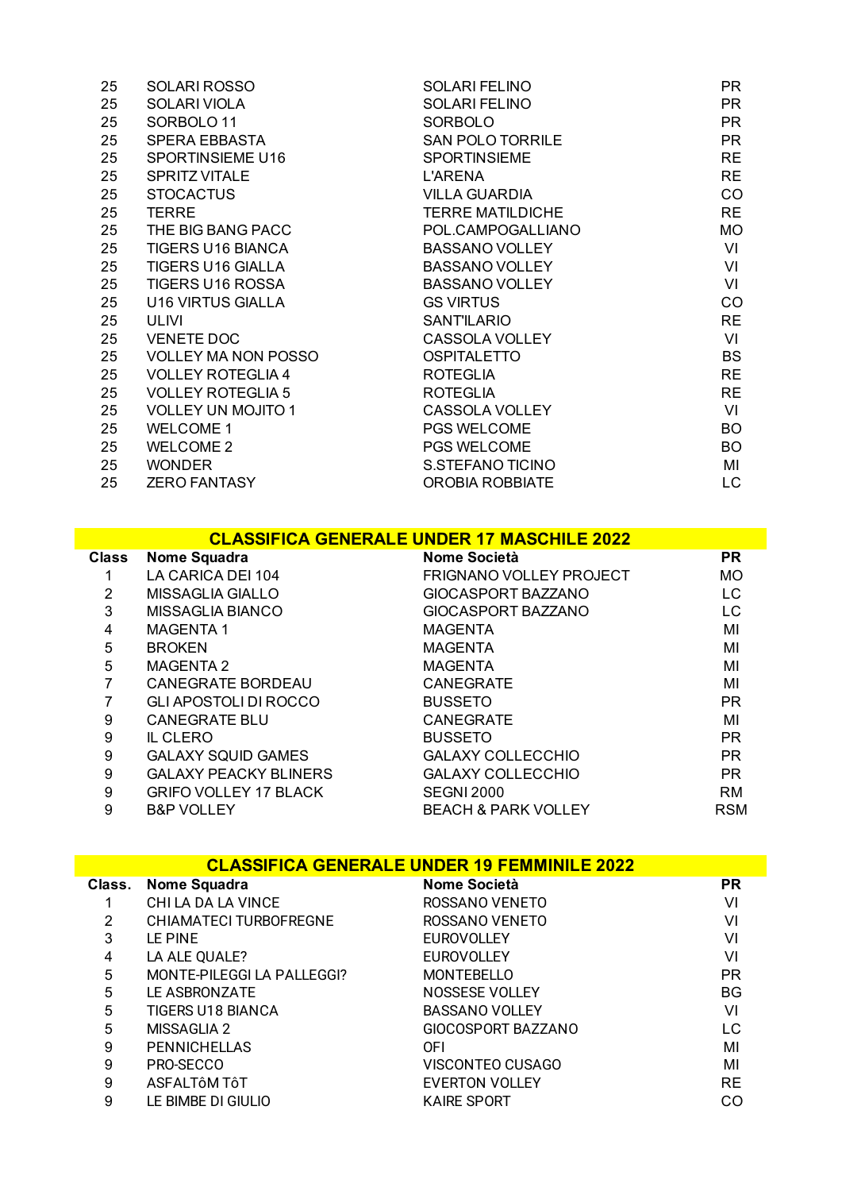| | | | |
|---|---|---|---|
| 25 | SOLARI ROSSO | SOLARI FELINO | PR |
| 25 | SOLARI VIOLA | SOLARI FELINO | PR |
| 25 | SORBOLO 11 | SORBOLO | PR |
| 25 | SPERA EBBASTA | SAN POLO TORRILE | PR |
| 25 | SPORTINSIEME U16 | SPORTINSIEME | RE |
| 25 | SPRITZ VITALE | L'ARENA | RE |
| 25 | STOCACTUS | VILLA GUARDIA | CO |
| 25 | TERRE | TERRE MATILDICHE | RE |
| 25 | THE BIG BANG PACC | POL.CAMPOGALLIANO | MO |
| 25 | TIGERS U16 BIANCA | BASSANO VOLLEY | VI |
| 25 | TIGERS U16 GIALLA | BASSANO VOLLEY | VI |
| 25 | TIGERS U16 ROSSA | BASSANO VOLLEY | VI |
| 25 | U16 VIRTUS GIALLA | GS VIRTUS | CO |
| 25 | ULIVI | SANT'ILARIO | RE |
| 25 | VENETE DOC | CASSOLA VOLLEY | VI |
| 25 | VOLLEY MA NON POSSO | OSPITALETTO | BS |
| 25 | VOLLEY ROTEGLIA 4 | ROTEGLIA | RE |
| 25 | VOLLEY ROTEGLIA 5 | ROTEGLIA | RE |
| 25 | VOLLEY UN MOJITO 1 | CASSOLA VOLLEY | VI |
| 25 | WELCOME 1 | PGS WELCOME | BO |
| 25 | WELCOME 2 | PGS WELCOME | BO |
| 25 | WONDER | S.STEFANO TICINO | MI |
| 25 | ZERO FANTASY | OROBIA ROBBIATE | LC |

## CLASSIFICA GENERALE UNDER 17 MASCHILE 2022

| Class | Nome Squadra | Nome Società | PR |
|---|---|---|---|
| 1 | LA CARICA DEI 104 | FRIGNANO VOLLEY PROJECT | MO |
| 2 | MISSAGLIA GIALLO | GIOCASPORT BAZZANO | LC |
| 3 | MISSAGLIA BIANCO | GIOCASPORT BAZZANO | LC |
| 4 | MAGENTA 1 | MAGENTA | MI |
| 5 | BROKEN | MAGENTA | MI |
| 5 | MAGENTA 2 | MAGENTA | MI |
| 7 | CANEGRATE BORDEAU | CANEGRATE | MI |
| 7 | GLI APOSTOLI DI ROCCO | BUSSETO | PR |
| 9 | CANEGRATE BLU | CANEGRATE | MI |
| 9 | IL CLERO | BUSSETO | PR |
| 9 | GALAXY SQUID GAMES | GALAXY COLLECCHIO | PR |
| 9 | GALAXY PEACKY BLINERS | GALAXY COLLECCHIO | PR |
| 9 | GRIFO VOLLEY 17 BLACK | SEGNI 2000 | RM |
| 9 | B&P VOLLEY | BEACH & PARK VOLLEY | RSM |

## CLASSIFICA GENERALE UNDER 19 FEMMINILE 2022

| Class. | Nome Squadra | Nome Società | PR |
|---|---|---|---|
| 1 | CHI LA DA LA VINCE | ROSSANO VENETO | VI |
| 2 | CHIAMATECI TURBOFREGNE | ROSSANO VENETO | VI |
| 3 | LE PINE | EUROVOLLEY | VI |
| 4 | LA ALE QUALE? | EUROVOLLEY | VI |
| 5 | MONTE-PILEGGI LA PALLEGGI? | MONTEBELLO | PR |
| 5 | LE ASBRONZATE | NOSSESE VOLLEY | BG |
| 5 | TIGERS U18 BIANCA | BASSANO VOLLEY | VI |
| 5 | MISSAGLIA 2 | GIOCOSPORT BAZZANO | LC |
| 9 | PENNICHELLAS | OFI | MI |
| 9 | PRO-SECCO | VISCONTEO CUSAGO | MI |
| 9 | ASFALTôM TôT | EVERTON VOLLEY | RE |
| 9 | LE BIMBE DI GIULIO | KAIRE SPORT | CO |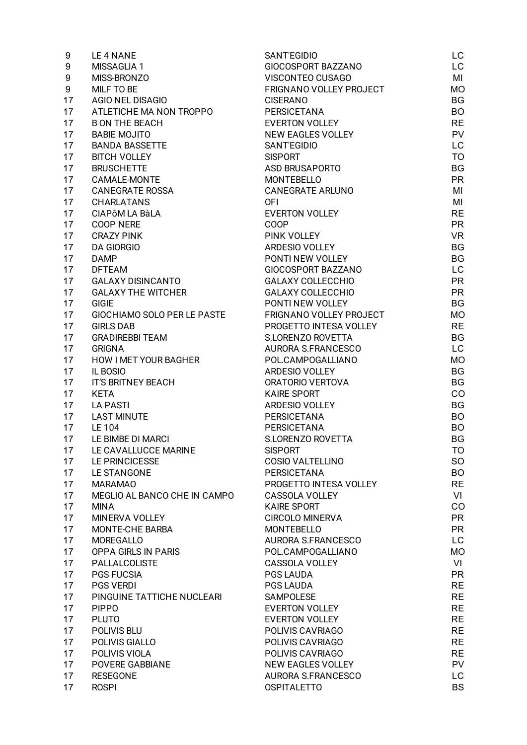| | | | |
|---|---|---|---|
| 9 | LE 4 NANE | SANT'EGIDIO | LC |
| 9 | MISSAGLIA 1 | GIOCOSPORT BAZZANO | LC |
| 9 | MISS-BRONZO | VISCONTEO CUSAGO | MI |
| 9 | MILF TO BE | FRIGNANO VOLLEY PROJECT | MO |
| 17 | AGIO NEL DISAGIO | CISERANO | BG |
| 17 | ATLETICHE MA NON TROPPO | PERSICETANA | BO |
| 17 | B ON THE BEACH | EVERTON VOLLEY | RE |
| 17 | BABIE MOJITO | NEW EAGLES VOLLEY | PV |
| 17 | BANDA BASSETTE | SANT'EGIDIO | LC |
| 17 | BITCH VOLLEY | SISPORT | TO |
| 17 | BRUSCHETTE | ASD BRUSAPORTO | BG |
| 17 | CAMALE-MONTE | MONTEBELLO | PR |
| 17 | CANEGRATE ROSSA | CANEGRATE ARLUNO | MI |
| 17 | CHARLATANS | OFI | MI |
| 17 | CIAPôM LA BàLA | EVERTON VOLLEY | RE |
| 17 | COOP NERE | COOP | PR |
| 17 | CRAZY PINK | PINK VOLLEY | VR |
| 17 | DA GIORGIO | ARDESIO VOLLEY | BG |
| 17 | DAMP | PONTI NEW VOLLEY | BG |
| 17 | DFTEAM | GIOCOSPORT BAZZANO | LC |
| 17 | GALAXY DISINCANTO | GALAXY COLLECCHIO | PR |
| 17 | GALAXY THE WITCHER | GALAXY COLLECCHIO | PR |
| 17 | GIGIE | PONTI NEW VOLLEY | BG |
| 17 | GIOCHIAMO SOLO PER LE PASTE | FRIGNANO VOLLEY PROJECT | MO |
| 17 | GIRLS DAB | PROGETTO INTESA VOLLEY | RE |
| 17 | GRADIREBBI TEAM | S.LORENZO ROVETTA | BG |
| 17 | GRIGNA | AURORA S.FRANCESCO | LC |
| 17 | HOW I MET YOUR BAGHER | POL.CAMPOGALLIANO | MO |
| 17 | IL BOSIO | ARDESIO VOLLEY | BG |
| 17 | IT'S BRITNEY BEACH | ORATORIO VERTOVA | BG |
| 17 | KETA | KAIRE SPORT | CO |
| 17 | LA PASTI | ARDESIO VOLLEY | BG |
| 17 | LAST MINUTE | PERSICETANA | BO |
| 17 | LE 104 | PERSICETANA | BO |
| 17 | LE BIMBE DI MARCI | S.LORENZO ROVETTA | BG |
| 17 | LE CAVALLUCCE MARINE | SISPORT | TO |
| 17 | LE PRINCICESSE | COSIO VALTELLINO | SO |
| 17 | LE STANGONE | PERSICETANA | BO |
| 17 | MARAMAO | PROGETTO INTESA VOLLEY | RE |
| 17 | MEGLIO AL BANCO CHE IN CAMPO | CASSOLA VOLLEY | VI |
| 17 | MINA | KAIRE SPORT | CO |
| 17 | MINERVA VOLLEY | CIRCOLO MINERVA | PR |
| 17 | MONTE-CHE BARBA | MONTEBELLO | PR |
| 17 | MOREGALLO | AURORA S.FRANCESCO | LC |
| 17 | OPPA GIRLS IN PARIS | POL.CAMPOGALLIANO | MO |
| 17 | PALLALCOLISTE | CASSOLA VOLLEY | VI |
| 17 | PGS FUCSIA | PGS LAUDA | PR |
| 17 | PGS VERDI | PGS LAUDA | RE |
| 17 | PINGUINE TATTICHE NUCLEARI | SAMPOLESE | RE |
| 17 | PIPPO | EVERTON VOLLEY | RE |
| 17 | PLUTO | EVERTON VOLLEY | RE |
| 17 | POLIVIS BLU | POLIVIS CAVRIAGO | RE |
| 17 | POLIVIS GIALLO | POLIVIS CAVRIAGO | RE |
| 17 | POLIVIS VIOLA | POLIVIS CAVRIAGO | RE |
| 17 | POVERE GABBIANE | NEW EAGLES VOLLEY | PV |
| 17 | RESEGONE | AURORA S.FRANCESCO | LC |
| 17 | ROSPI | OSPITALETTO | BS |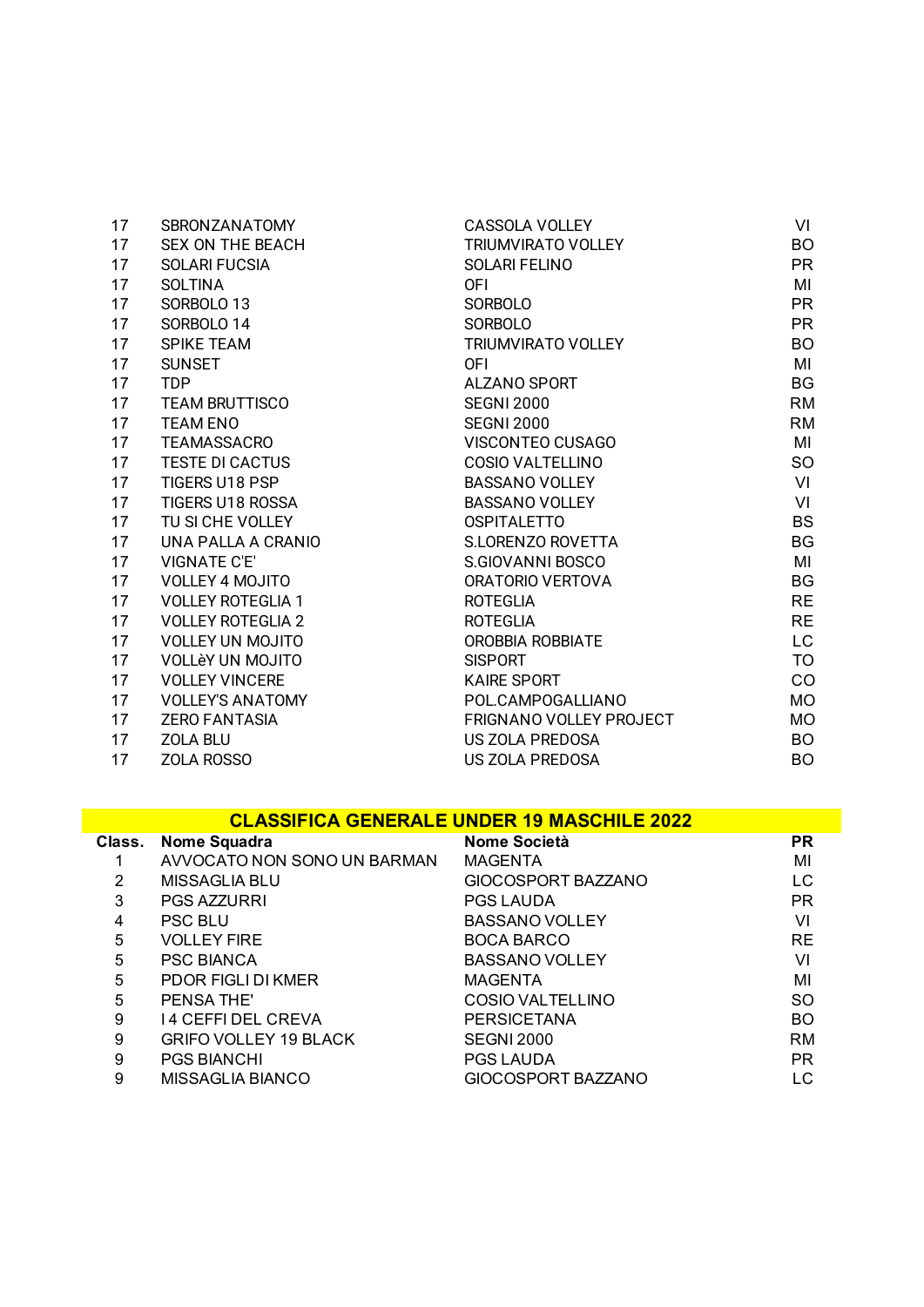| | | | |
|---|---|---|---|
| 17 | SBRONZANATOMY | CASSOLA VOLLEY | VI |
| 17 | SEX ON THE BEACH | TRIUMVIRATO VOLLEY | BO |
| 17 | SOLARI FUCSIA | SOLARI FELINO | PR |
| 17 | SOLTINA | OFI | MI |
| 17 | SORBOLO 13 | SORBOLO | PR |
| 17 | SORBOLO 14 | SORBOLO | PR |
| 17 | SPIKE TEAM | TRIUMVIRATO VOLLEY | BO |
| 17 | SUNSET | OFI | MI |
| 17 | TDP | ALZANO SPORT | BG |
| 17 | TEAM BRUTTISCO | SEGNI 2000 | RM |
| 17 | TEAM ENO | SEGNI 2000 | RM |
| 17 | TEAMASSACRO | VISCONTEO CUSAGO | MI |
| 17 | TESTE DI CACTUS | COSIO VALTELLINO | SO |
| 17 | TIGERS U18 PSP | BASSANO VOLLEY | VI |
| 17 | TIGERS U18 ROSSA | BASSANO VOLLEY | VI |
| 17 | TU SI CHE VOLLEY | OSPITALETTO | BS |
| 17 | UNA PALLA A CRANIO | S.LORENZO ROVETTA | BG |
| 17 | VIGNATE C'E' | S.GIOVANNI BOSCO | MI |
| 17 | VOLLEY 4 MOJITO | ORATORIO VERTOVA | BG |
| 17 | VOLLEY ROTEGLIA 1 | ROTEGLIA | RE |
| 17 | VOLLEY ROTEGLIA 2 | ROTEGLIA | RE |
| 17 | VOLLEY UN MOJITO | OROBBIA ROBBIATE | LC |
| 17 | VOLLèY UN MOJITO | SISPORT | TO |
| 17 | VOLLEY VINCERE | KAIRE SPORT | CO |
| 17 | VOLLEY'S ANATOMY | POL.CAMPOGALLIANO | MO |
| 17 | ZERO FANTASIA | FRIGNANO VOLLEY PROJECT | MO |
| 17 | ZOLA BLU | US ZOLA PREDOSA | BO |
| 17 | ZOLA ROSSO | US ZOLA PREDOSA | BO |

## CLASSIFICA GENERALE UNDER 19 MASCHILE 2022

| Class. | Nome Squadra | Nome Società | PR |
|---|---|---|---|
| 1 | AVVOCATO NON SONO UN BARMAN | MAGENTA | MI |
| 2 | MISSAGLIA BLU | GIOCOSPORT BAZZANO | LC |
| 3 | PGS AZZURRI | PGS LAUDA | PR |
| 4 | PSC BLU | BASSANO VOLLEY | VI |
| 5 | VOLLEY FIRE | BOCA BARCO | RE |
| 5 | PSC BIANCA | BASSANO VOLLEY | VI |
| 5 | PDOR FIGLI DI KMER | MAGENTA | MI |
| 5 | PENSA THE' | COSIO VALTELLINO | SO |
| 9 | I 4 CEFFI DEL CREVA | PERSICETANA | BO |
| 9 | GRIFO VOLLEY 19 BLACK | SEGNI 2000 | RM |
| 9 | PGS BIANCHI | PGS LAUDA | PR |
| 9 | MISSAGLIA BIANCO | GIOCOSPORT BAZZANO | LC |